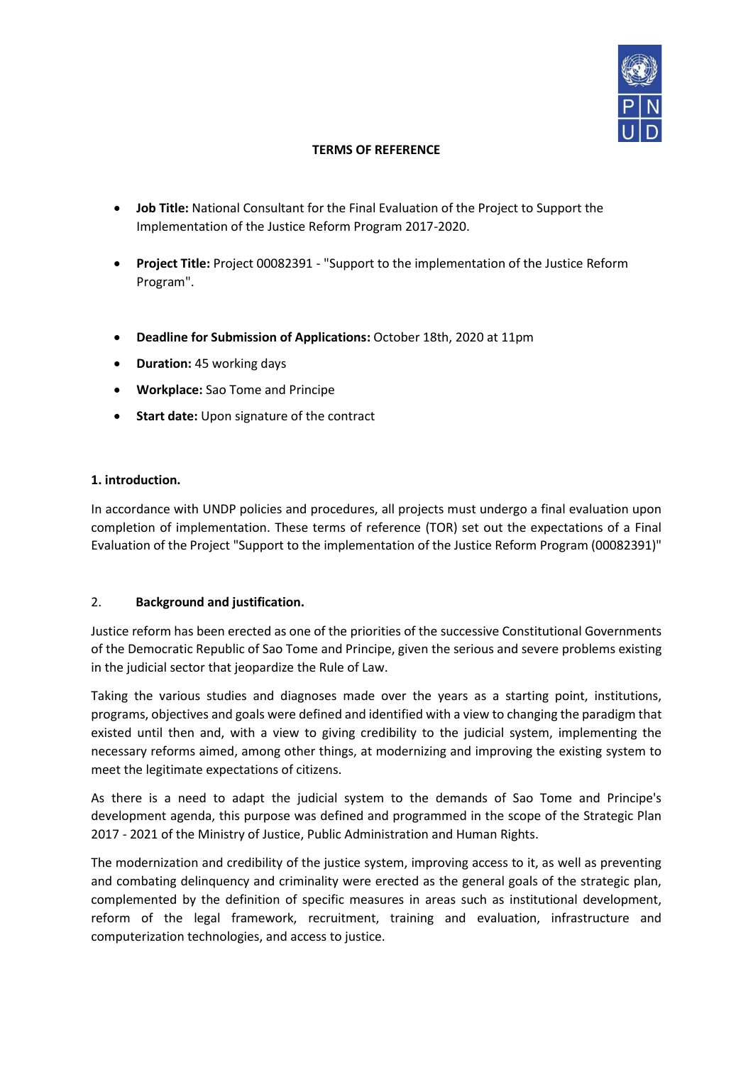## TERMS OF REFERENCE

- **Job Title:** National Consultant for the Final Evaluation of the Project to Support the Implementation of the Justice Reform Program 2017-2020.
- **Project Title:** Project 00082391 - "Support to the implementation of the Justice Reform Program".
- **Deadline for Submission of Applications:** October 18th, 2020 at 11pm
- **Duration:** 45 working days
- **Workplace:** Sao Tome and Principe
- **Start date:** Upon signature of the contract

### 1. introduction.

In accordance with UNDP policies and procedures, all projects must undergo a final evaluation upon completion of implementation. These terms of reference (TOR) set out the expectations of a Final Evaluation of the Project "Support to the implementation of the Justice Reform Program (00082391)"

### 2. Background and justification.

Justice reform has been erected as one of the priorities of the successive Constitutional Governments of the Democratic Republic of Sao Tome and Principe, given the serious and severe problems existing in the judicial sector that jeopardize the Rule of Law.

Taking the various studies and diagnoses made over the years as a starting point, institutions, programs, objectives and goals were defined and identified with a view to changing the paradigm that existed until then and, with a view to giving credibility to the judicial system, implementing the necessary reforms aimed, among other things, at modernizing and improving the existing system to meet the legitimate expectations of citizens.

As there is a need to adapt the judicial system to the demands of Sao Tome and Principe's development agenda, this purpose was defined and programmed in the scope of the Strategic Plan 2017 - 2021 of the Ministry of Justice, Public Administration and Human Rights.

The modernization and credibility of the justice system, improving access to it, as well as preventing and combating delinquency and criminality were erected as the general goals of the strategic plan, complemented by the definition of specific measures in areas such as institutional development, reform of the legal framework, recruitment, training and evaluation, infrastructure and computerization technologies, and access to justice.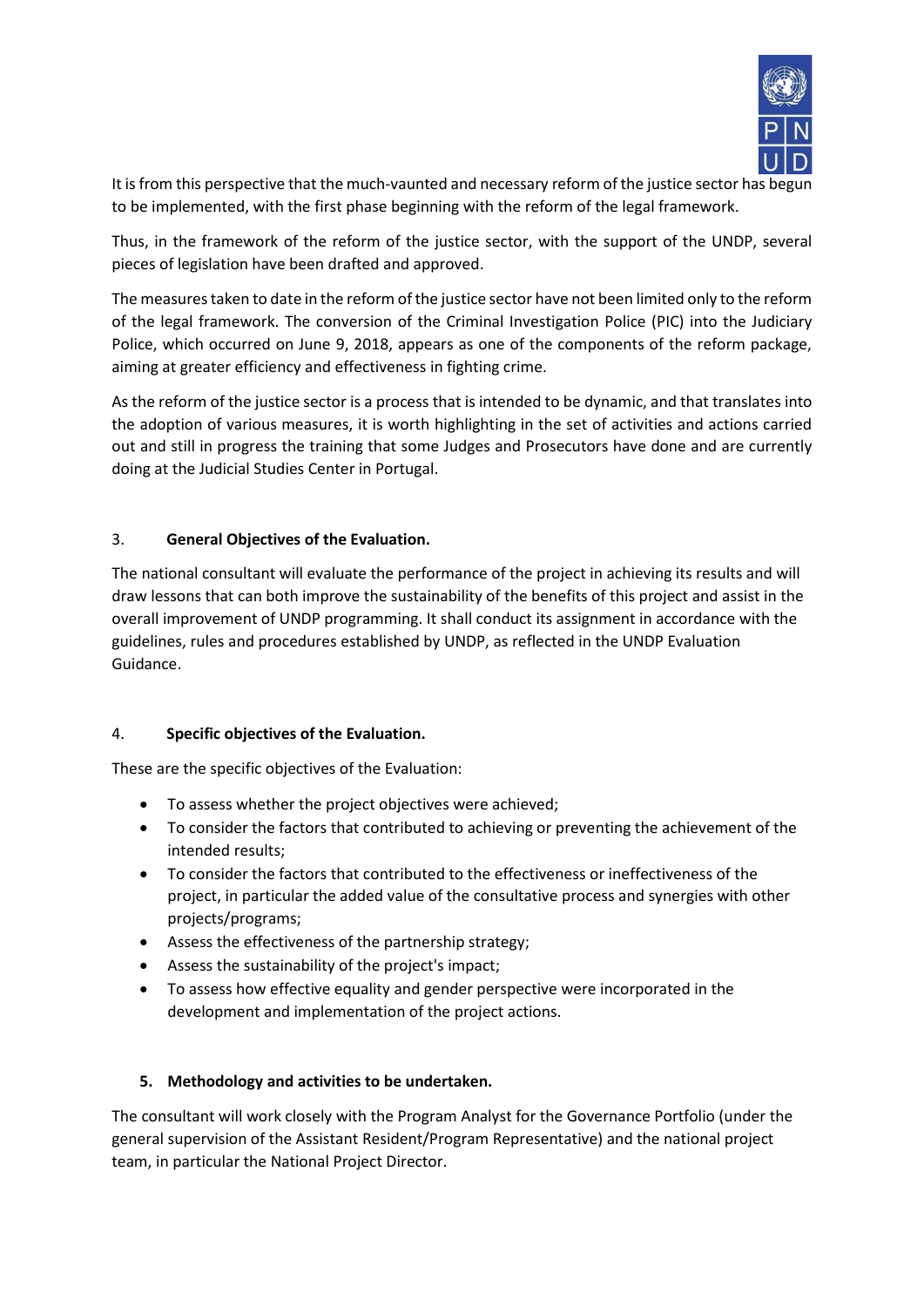It is from this perspective that the much-vaunted and necessary reform of the justice sector has begun to be implemented, with the first phase beginning with the reform of the legal framework.

Thus, in the framework of the reform of the justice sector, with the support of the UNDP, several pieces of legislation have been drafted and approved.

The measures taken to date in the reform of the justice sector have not been limited only to the reform of the legal framework. The conversion of the Criminal Investigation Police (PIC) into the Judiciary Police, which occurred on June 9, 2018, appears as one of the components of the reform package, aiming at greater efficiency and effectiveness in fighting crime.

As the reform of the justice sector is a process that is intended to be dynamic, and that translates into the adoption of various measures, it is worth highlighting in the set of activities and actions carried out and still in progress the training that some Judges and Prosecutors have done and are currently doing at the Judicial Studies Center in Portugal.

## 3. General Objectives of the Evaluation.

The national consultant will evaluate the performance of the project in achieving its results and will draw lessons that can both improve the sustainability of the benefits of this project and assist in the overall improvement of UNDP programming. It shall conduct its assignment in accordance with the guidelines, rules and procedures established by UNDP, as reflected in the UNDP Evaluation Guidance.

## 4. Specific objectives of the Evaluation.

These are the specific objectives of the Evaluation:

- To assess whether the project objectives were achieved;
- To consider the factors that contributed to achieving or preventing the achievement of the intended results;
- To consider the factors that contributed to the effectiveness or ineffectiveness of the project, in particular the added value of the consultative process and synergies with other projects/programs;
- Assess the effectiveness of the partnership strategy;
- Assess the sustainability of the project's impact;
- To assess how effective equality and gender perspective were incorporated in the development and implementation of the project actions.

## 5. Methodology and activities to be undertaken.

The consultant will work closely with the Program Analyst for the Governance Portfolio (under the general supervision of the Assistant Resident/Program Representative) and the national project team, in particular the National Project Director.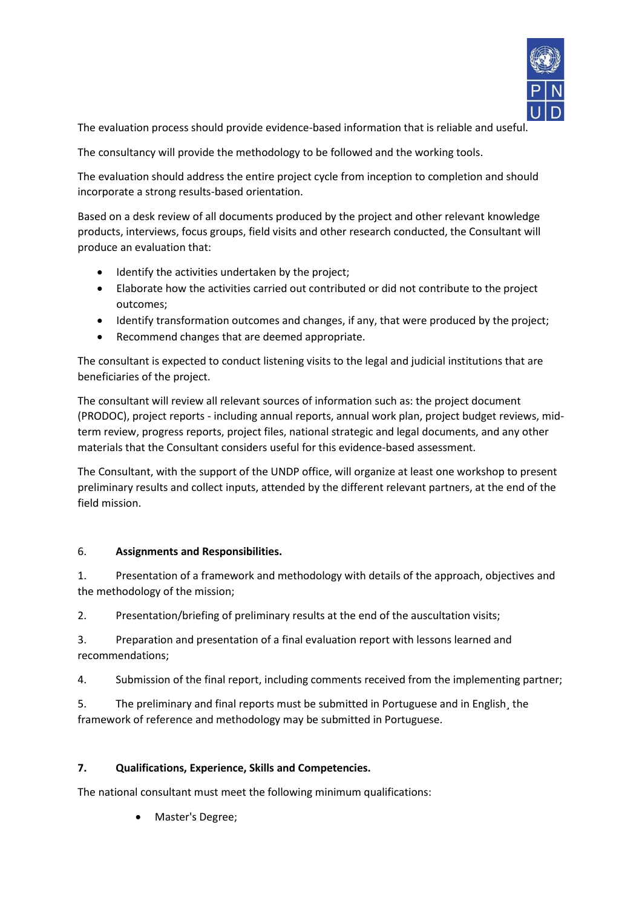The evaluation process should provide evidence-based information that is reliable and useful.

The consultancy will provide the methodology to be followed and the working tools.

The evaluation should address the entire project cycle from inception to completion and should incorporate a strong results-based orientation.

Based on a desk review of all documents produced by the project and other relevant knowledge products, interviews, focus groups, field visits and other research conducted, the Consultant will produce an evaluation that:

- Identify the activities undertaken by the project;
- Elaborate how the activities carried out contributed or did not contribute to the project outcomes;
- Identify transformation outcomes and changes, if any, that were produced by the project;
- Recommend changes that are deemed appropriate.

The consultant is expected to conduct listening visits to the legal and judicial institutions that are beneficiaries of the project.

The consultant will review all relevant sources of information such as: the project document (PRODOC), project reports - including annual reports, annual work plan, project budget reviews, mid-term review, progress reports, project files, national strategic and legal documents, and any other materials that the Consultant considers useful for this evidence-based assessment.

The Consultant, with the support of the UNDP office, will organize at least one workshop to present preliminary results and collect inputs, attended by the different relevant partners, at the end of the field mission.

## 6. **Assignments and Responsibilities.**

1. Presentation of a framework and methodology with details of the approach, objectives and the methodology of the mission;

2. Presentation/briefing of preliminary results at the end of the auscultation visits;

3. Preparation and presentation of a final evaluation report with lessons learned and recommendations;

4. Submission of the final report, including comments received from the implementing partner;

5. The preliminary and final reports must be submitted in Portuguese and in English¸ the framework of reference and methodology may be submitted in Portuguese.

## **7. Qualifications, Experience, Skills and Competencies.**

The national consultant must meet the following minimum qualifications:

- Master's Degree;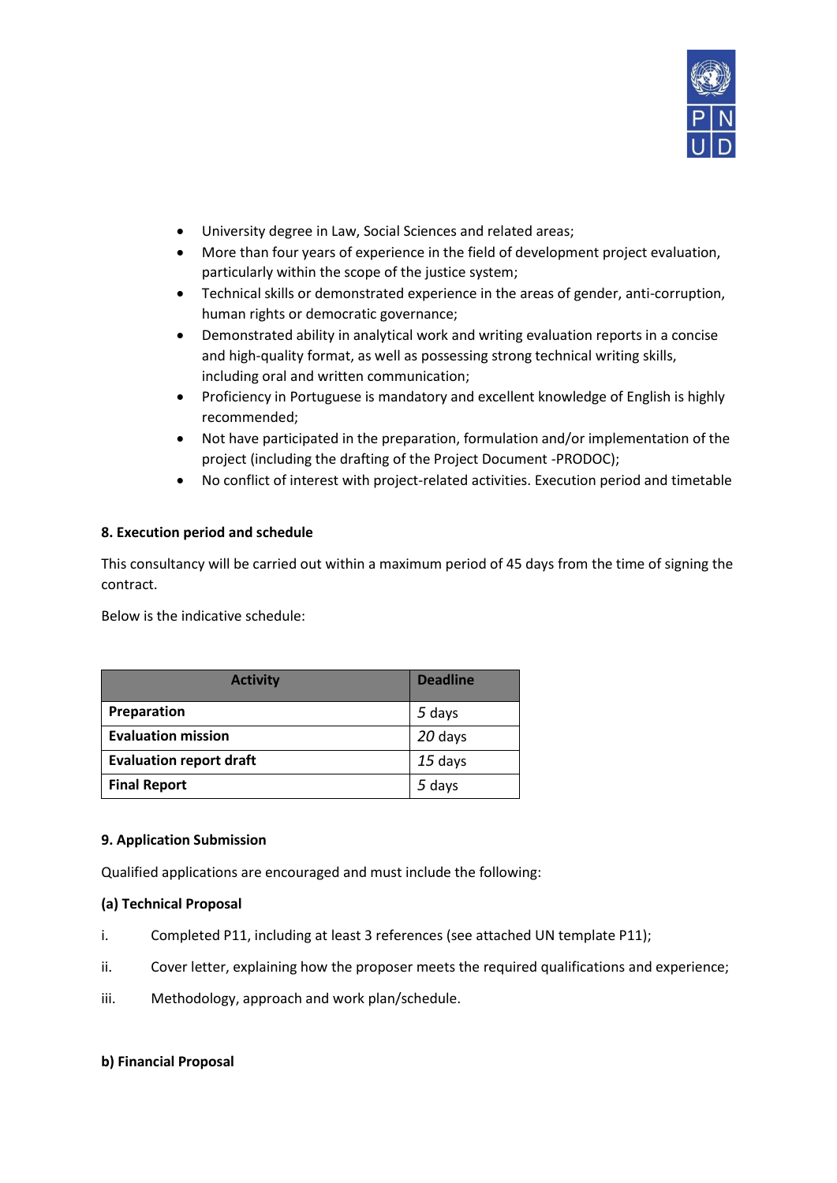- University degree in Law, Social Sciences and related areas;
- More than four years of experience in the field of development project evaluation, particularly within the scope of the justice system;
- Technical skills or demonstrated experience in the areas of gender, anti-corruption, human rights or democratic governance;
- Demonstrated ability in analytical work and writing evaluation reports in a concise and high-quality format, as well as possessing strong technical writing skills, including oral and written communication;
- Proficiency in Portuguese is mandatory and excellent knowledge of English is highly recommended;
- Not have participated in the preparation, formulation and/or implementation of the project (including the drafting of the Project Document -PRODOC);
- No conflict of interest with project-related activities. Execution period and timetable

### 8. Execution period and schedule

This consultancy will be carried out within a maximum period of 45 days from the time of signing the contract.

Below is the indicative schedule:

| Activity | Deadline |
|---|---|
| **Preparation** | *5* days |
| **Evaluation mission** | *20* days |
| **Evaluation report draft** | *15* days |
| **Final Report** | *5* days |

### 9. Application Submission

Qualified applications are encouraged and must include the following:

**(a) Technical Proposal**

i. Completed P11, including at least 3 references (see attached UN template P11);

ii. Cover letter, explaining how the proposer meets the required qualifications and experience;

iii. Methodology, approach and work plan/schedule.

**b) Financial Proposal**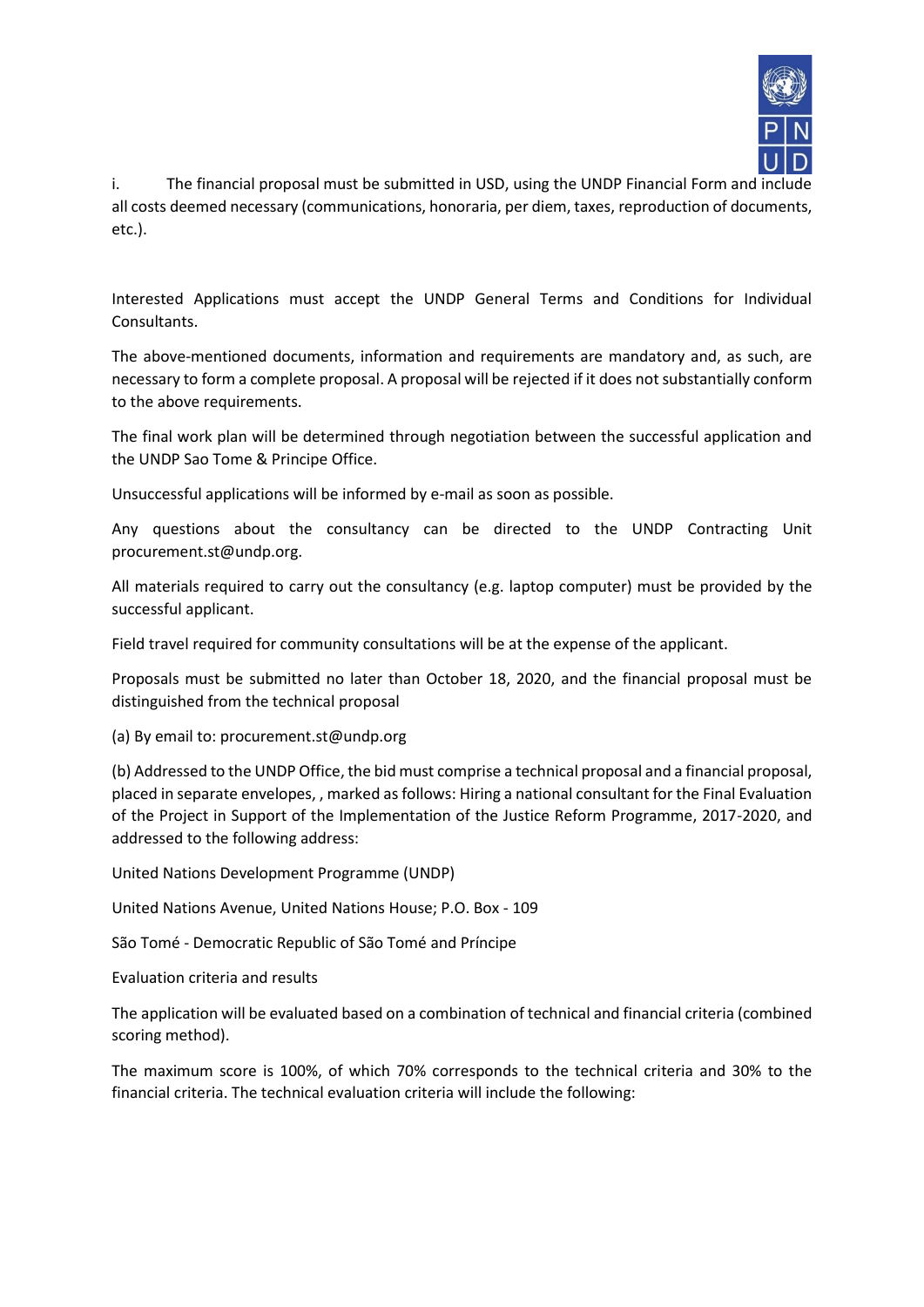i. The financial proposal must be submitted in USD, using the UNDP Financial Form and include all costs deemed necessary (communications, honoraria, per diem, taxes, reproduction of documents, etc.).

Interested Applications must accept the UNDP General Terms and Conditions for Individual Consultants.

The above-mentioned documents, information and requirements are mandatory and, as such, are necessary to form a complete proposal. A proposal will be rejected if it does not substantially conform to the above requirements.

The final work plan will be determined through negotiation between the successful application and the UNDP Sao Tome & Principe Office.

Unsuccessful applications will be informed by e-mail as soon as possible.

Any questions about the consultancy can be directed to the UNDP Contracting Unit procurement.st@undp.org.

All materials required to carry out the consultancy (e.g. laptop computer) must be provided by the successful applicant.

Field travel required for community consultations will be at the expense of the applicant.

Proposals must be submitted no later than October 18, 2020, and the financial proposal must be distinguished from the technical proposal

(a) By email to: procurement.st@undp.org

(b) Addressed to the UNDP Office, the bid must comprise a technical proposal and a financial proposal, placed in separate envelopes, , marked as follows: Hiring a national consultant for the Final Evaluation of the Project in Support of the Implementation of the Justice Reform Programme, 2017-2020, and addressed to the following address:

United Nations Development Programme (UNDP)

United Nations Avenue, United Nations House; P.O. Box - 109

São Tomé - Democratic Republic of São Tomé and Príncipe

Evaluation criteria and results

The application will be evaluated based on a combination of technical and financial criteria (combined scoring method).

The maximum score is 100%, of which 70% corresponds to the technical criteria and 30% to the financial criteria. The technical evaluation criteria will include the following: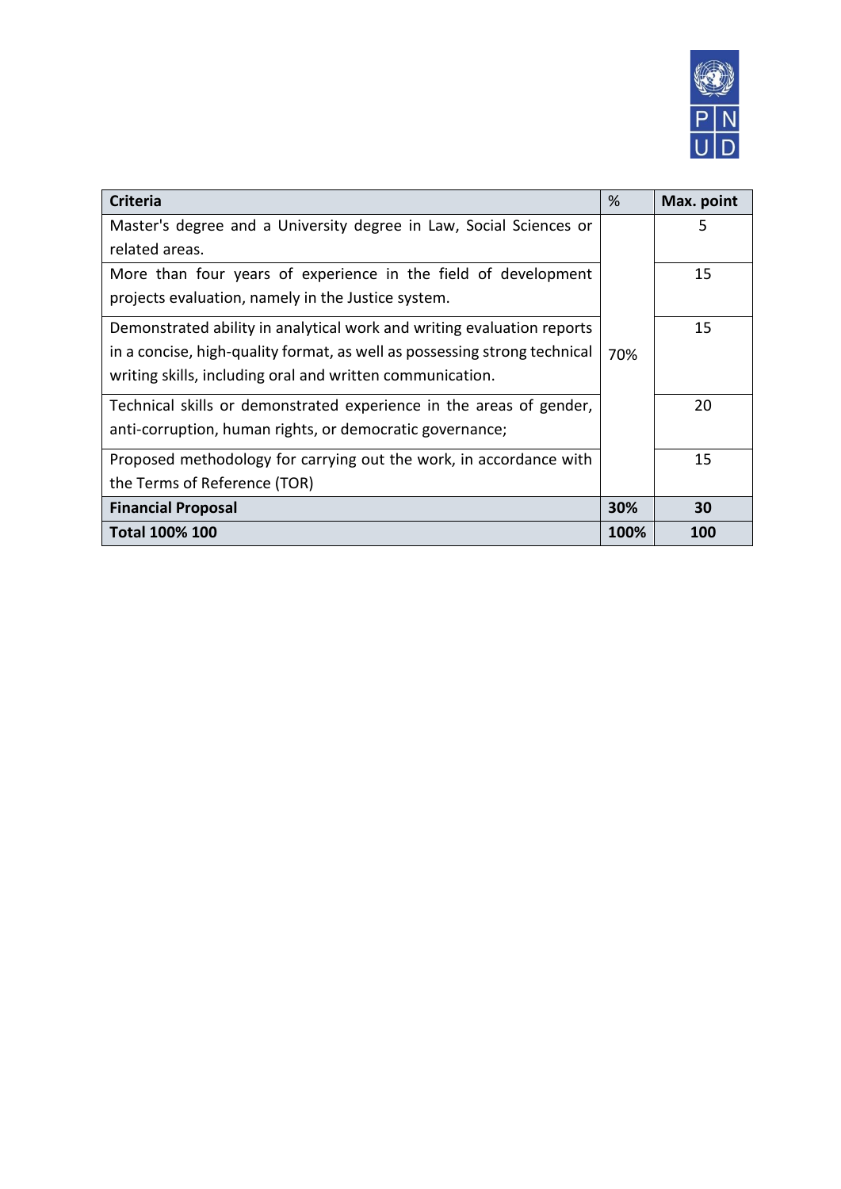| Criteria | % | Max. point |
|---|---|---|
| Master's degree and a University degree in Law, Social Sciences or related areas. | 70% | 5 |
| More than four years of experience in the field of development projects evaluation, namely in the Justice system. | | 15 |
| Demonstrated ability in analytical work and writing evaluation reports in a concise, high-quality format, as well as possessing strong technical writing skills, including oral and written communication. | | 15 |
| Technical skills or demonstrated experience in the areas of gender, anti-corruption, human rights, or democratic governance; | | 20 |
| Proposed methodology for carrying out the work, in accordance with the Terms of Reference (TOR) | | 15 |
| **Financial Proposal** | **30%** | **30** |
| **Total 100% 100** | **100%** | **100** |